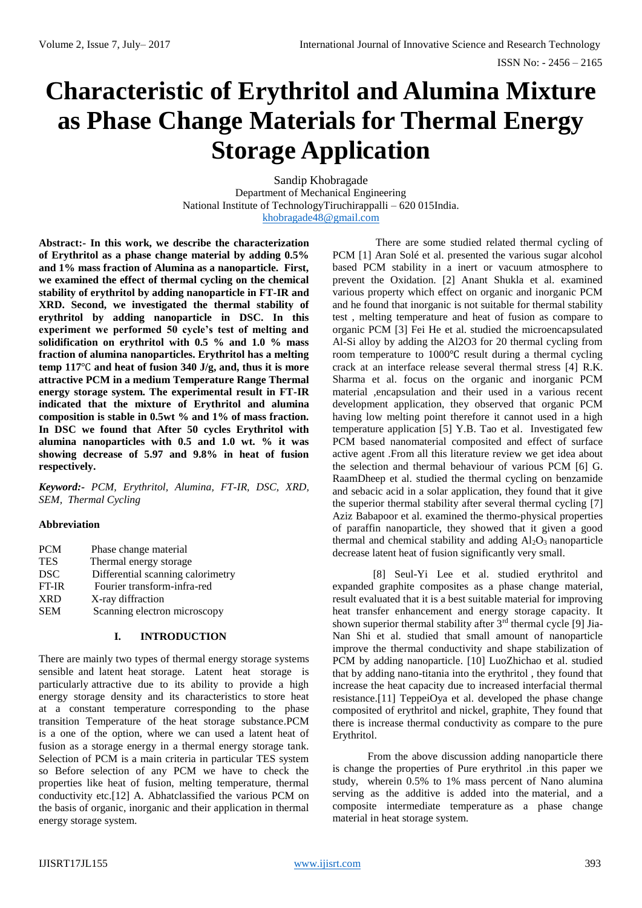# Characteristic of Erythritol and Alumina Mixture as Phase Change Materials for Thermal Energy Storage Application

Sandip Khobragade
Department of Mechanical Engineering
National Institute of TechnologyTiruchirappalli – 620 015India.
khobragade48@gmail.com

**Abstract:- In this work, we describe the characterization of Erythritol as a phase change material by adding 0.5% and 1% mass fraction of Alumina as a nanoparticle. First, we examined the effect of thermal cycling on the chemical stability of erythritol by adding nanoparticle in FT-IR and XRD. Second, we investigated the thermal stability of erythritol by adding nanoparticle in DSC. In this experiment we performed 50 cycle's test of melting and solidification on erythritol with 0.5 % and 1.0 % mass fraction of alumina nanoparticles. Erythritol has a melting temp 117℃ and heat of fusion 340 J/g, and, thus it is more attractive PCM in a medium Temperature Range Thermal energy storage system. The experimental result in FT-IR indicated that the mixture of Erythritol and alumina composition is stable in 0.5wt % and 1% of mass fraction. In DSC we found that After 50 cycles Erythritol with alumina nanoparticles with 0.5 and 1.0 wt. % it was showing decrease of 5.97 and 9.8% in heat of fusion respectively.**

***Keyword:-** PCM, Erythritol, Alumina, FT-IR, DSC, XRD, SEM, Thermal Cycling*

**Abbreviation**

| | |
|---|---|
| PCM | Phase change material |
| TES | Thermal energy storage |
| DSC | Differential scanning calorimetry |
| FT-IR | Fourier transform-infra-red |
| XRD | X-ray diffraction |
| SEM | Scanning electron microscopy |

## I. INTRODUCTION

There are mainly two types of thermal energy storage systems sensible and latent heat storage. Latent heat storage is particularly attractive due to its ability to provide a high energy storage density and its characteristics to store heat at a constant temperature corresponding to the phase transition Temperature of the heat storage substance.PCM is a one of the option, where we can used a latent heat of fusion as a storage energy in a thermal energy storage tank. Selection of PCM is a main criteria in particular TES system so Before selection of any PCM we have to check the properties like heat of fusion, melting temperature, thermal conductivity etc.[12] A. Abhatclassified the various PCM on the basis of organic, inorganic and their application in thermal energy storage system.

There are some studied related thermal cycling of PCM [1] Aran Solé et al. presented the various sugar alcohol based PCM stability in a inert or vacuum atmosphere to prevent the Oxidation. [2] Anant Shukla et al. examined various property which effect on organic and inorganic PCM and he found that inorganic is not suitable for thermal stability test , melting temperature and heat of fusion as compare to organic PCM [3] Fei He et al. studied the microencapsulated Al-Si alloy by adding the Al2O3 for 20 thermal cycling from room temperature to 1000℃ result during a thermal cycling crack at an interface release several thermal stress [4] R.K. Sharma et al. focus on the organic and inorganic PCM material ,encapsulation and their used in a various recent development application, they observed that organic PCM having low melting point therefore it cannot used in a high temperature application [5] Y.B. Tao et al. Investigated few PCM based nanomaterial composited and effect of surface active agent .From all this literature review we get idea about the selection and thermal behaviour of various PCM [6] G. RaamDheep et al. studied the thermal cycling on benzamide and sebacic acid in a solar application, they found that it give the superior thermal stability after several thermal cycling [7] Aziz Babapoor et al. examined the thermo-physical properties of paraffin nanoparticle, they showed that it given a good thermal and chemical stability and adding $Al_2O_3$ nanoparticle decrease latent heat of fusion significantly very small.

[8] Seul-Yi Lee et al. studied erythritol and expanded graphite composites as a phase change material, result evaluated that it is a best suitable material for improving heat transfer enhancement and energy storage capacity. It shown superior thermal stability after 3rd thermal cycle [9] Jia-Nan Shi et al. studied that small amount of nanoparticle improve the thermal conductivity and shape stabilization of PCM by adding nanoparticle. [10] LuoZhichao et al. studied that by adding nano-titania into the erythritol , they found that increase the heat capacity due to increased interfacial thermal resistance.[11] TeppeiOya et al. developed the phase change composited of erythritol and nickel, graphite, They found that there is increase thermal conductivity as compare to the pure Erythritol.

From the above discussion adding nanoparticle there is change the properties of Pure erythritol .in this paper we study, wherein 0.5% to 1% mass percent of Nano alumina serving as the additive is added into the material, and a composite intermediate temperature as a phase change material in heat storage system.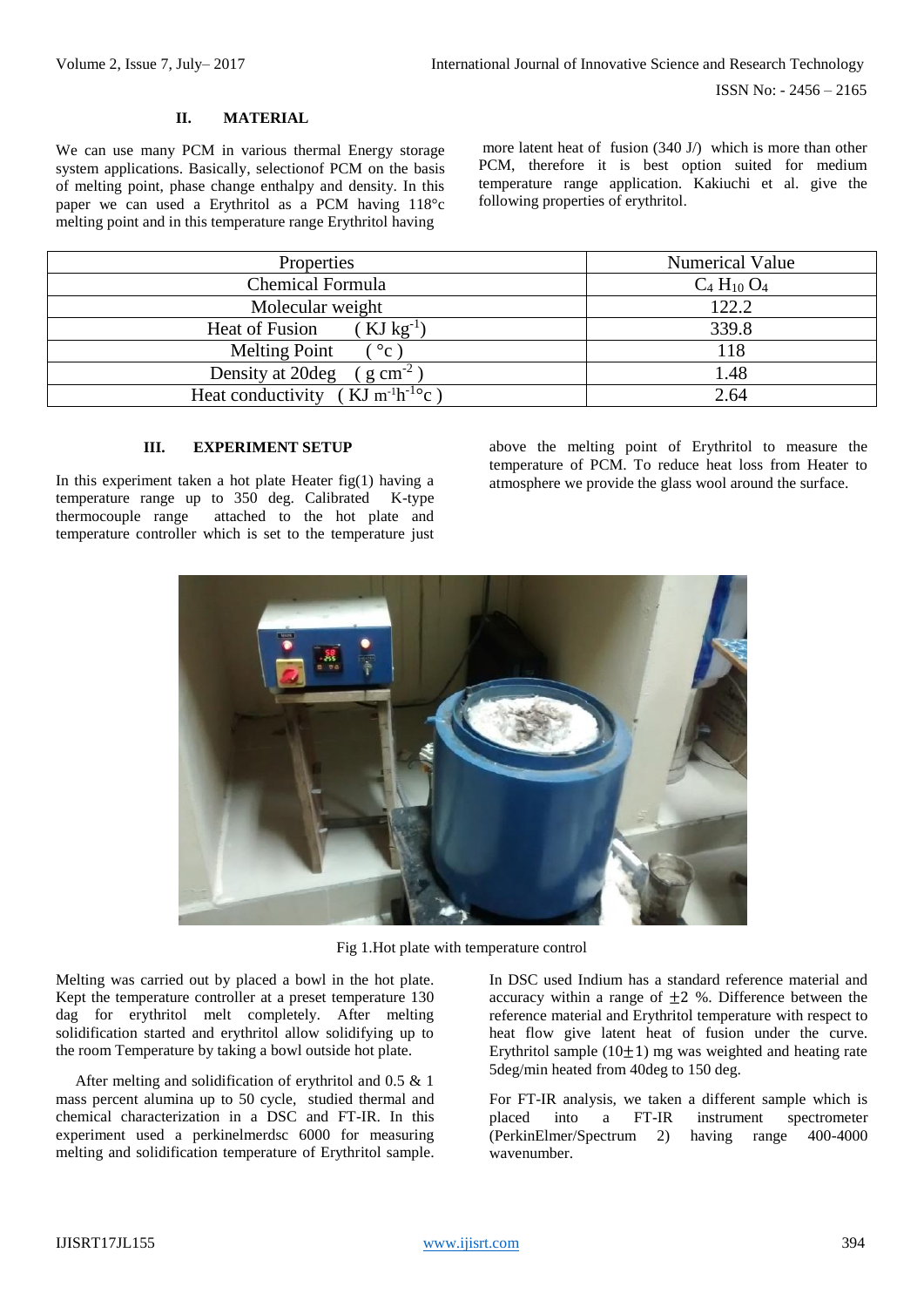## II. MATERIAL

We can use many PCM in various thermal Energy storage system applications. Basically, selectionof PCM on the basis of melting point, phase change enthalpy and density. In this paper we can used a Erythritol as a PCM having 118°c melting point and in this temperature range Erythritol having more latent heat of fusion (340 J/) which is more than other PCM, therefore it is best option suited for medium temperature range application. Kakiuchi et al. give the following properties of erythritol.

| Properties | Numerical Value |
|---|---|
| Chemical Formula | $C_4 H_{10} O_4$ |
| Molecular weight | 122.2 |
| Heat of Fusion ( $KJ\ kg^{-1}$) | 339.8 |
| Melting Point ( °c ) | 118 |
| Density at 20deg ( $g\ cm^{-2}$ ) | 1.48 |
| Heat conductivity ( $KJ\ m^{-1}h^{-1}°c$ ) | 2.64 |

## III. EXPERIMENT SETUP

In this experiment taken a hot plate Heater fig(1) having a temperature range up to 350 deg. Calibrated K-type thermocouple range attached to the hot plate and temperature controller which is set to the temperature just above the melting point of Erythritol to measure the temperature of PCM. To reduce heat loss from Heater to atmosphere we provide the glass wool around the surface.

Fig 1.Hot plate with temperature control

Melting was carried out by placed a bowl in the hot plate. Kept the temperature controller at a preset temperature 130 dag for erythritol melt completely. After melting solidification started and erythritol allow solidifying up to the room Temperature by taking a bowl outside hot plate.

After melting and solidification of erythritol and 0.5 & 1 mass percent alumina up to 50 cycle, studied thermal and chemical characterization in a DSC and FT-IR. In this experiment used a perkinelmerdsc 6000 for measuring melting and solidification temperature of Erythritol sample.

In DSC used Indium has a standard reference material and accuracy within a range of $\pm 2$ %. Difference between the reference material and Erythritol temperature with respect to heat flow give latent heat of fusion under the curve. Erythritol sample ($10 \pm 1$) mg was weighted and heating rate 5deg/min heated from 40deg to 150 deg.

For FT-IR analysis, we taken a different sample which is placed into a FT-IR instrument spectrometer (PerkinElmer/Spectrum 2) having range 400-4000 wavenumber.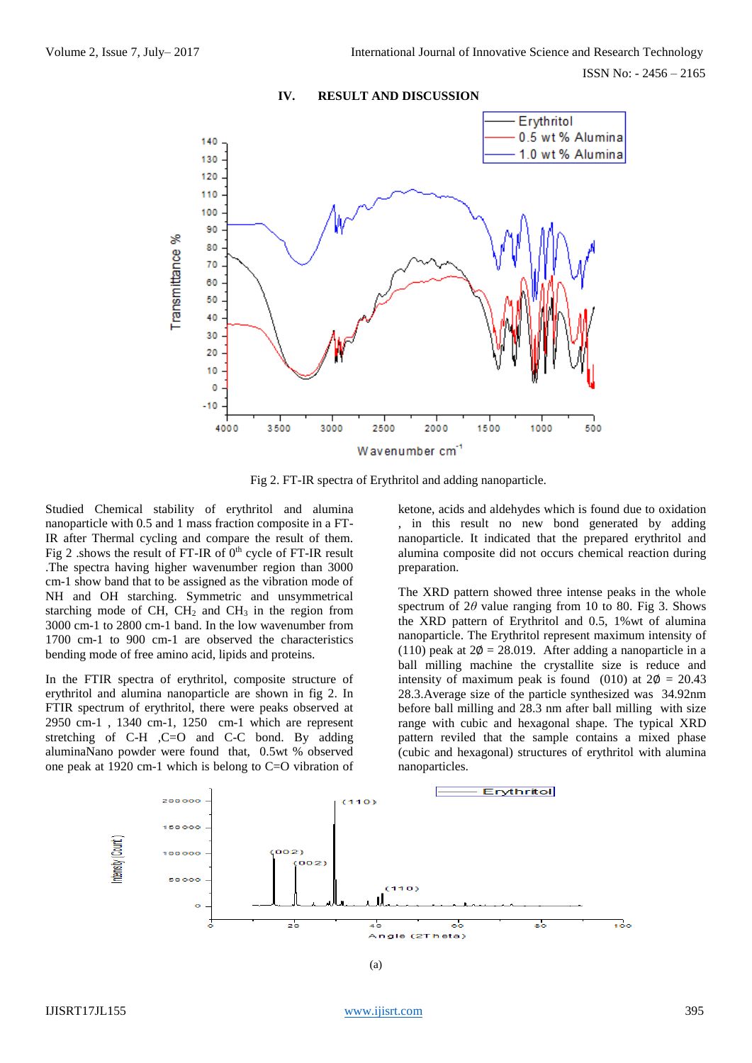## IV. RESULT AND DISCUSSION

Erythritol
0.5 wt % Alumina
1.0 wt % Alumina

Transmittance %

140
130
120
110
100
90
80
70
60
50
40
30
20
10
0
-10

4000 3500 3000 2500 2000 1500 1000 500

Wavenumber cm$^{-1}$

Fig 2. FT-IR spectra of Erythritol and adding nanoparticle.

Studied Chemical stability of erythritol and alumina nanoparticle with 0.5 and 1 mass fraction composite in a FT-IR after Thermal cycling and compare the result of them. Fig 2 .shows the result of FT-IR of 0$^{th}$ cycle of FT-IR result .The spectra having higher wavenumber region than 3000 cm-1 show band that to be assigned as the vibration mode of NH and OH starching. Symmetric and unsymmetrical starching mode of CH, $CH_2$ and $CH_3$ in the region from 3000 cm-1 to 2800 cm-1 band. In the low wavenumber from 1700 cm-1 to 900 cm-1 are observed the characteristics bending mode of free amino acid, lipids and proteins.

In the FTIR spectra of erythritol, composite structure of erythritol and alumina nanoparticle are shown in fig 2. In FTIR spectrum of erythritol, there were peaks observed at 2950 cm-1 , 1340 cm-1, 1250 cm-1 which are represent stretching of C-H ,C=O and C-C bond. By adding aluminaNano powder were found that, 0.5wt % observed one peak at 1920 cm-1 which is belong to C=O vibration of ketone, acids and aldehydes which is found due to oxidation , in this result no new bond generated by adding nanoparticle. It indicated that the prepared erythritol and alumina composite did not occurs chemical reaction during preparation.

The XRD pattern showed three intense peaks in the whole spectrum of $2\theta$ value ranging from 10 to 80. Fig 3. Shows the XRD pattern of Erythritol and 0.5, 1%wt of alumina nanoparticle. The Erythritol represent maximum intensity of (110) peak at $2\emptyset$ = 28.019. After adding a nanoparticle in a ball milling machine the crystallite size is reduce and intensity of maximum peak is found (010) at $2\emptyset$ = 20.43 28.3.Average size of the particle synthesized was 34.92nm before ball milling and 28.3 nm after ball milling with size range with cubic and hexagonal shape. The typical XRD pattern reviled that the sample contains a mixed phase (cubic and hexagonal) structures of erythritol with alumina nanoparticles.

Erythritol

Intensity (Count)

200000
150000
100000
50000
0

(110)
(002)
(002)
(110)

0 20 40 60 80 100

Angle (2Theta)

(a)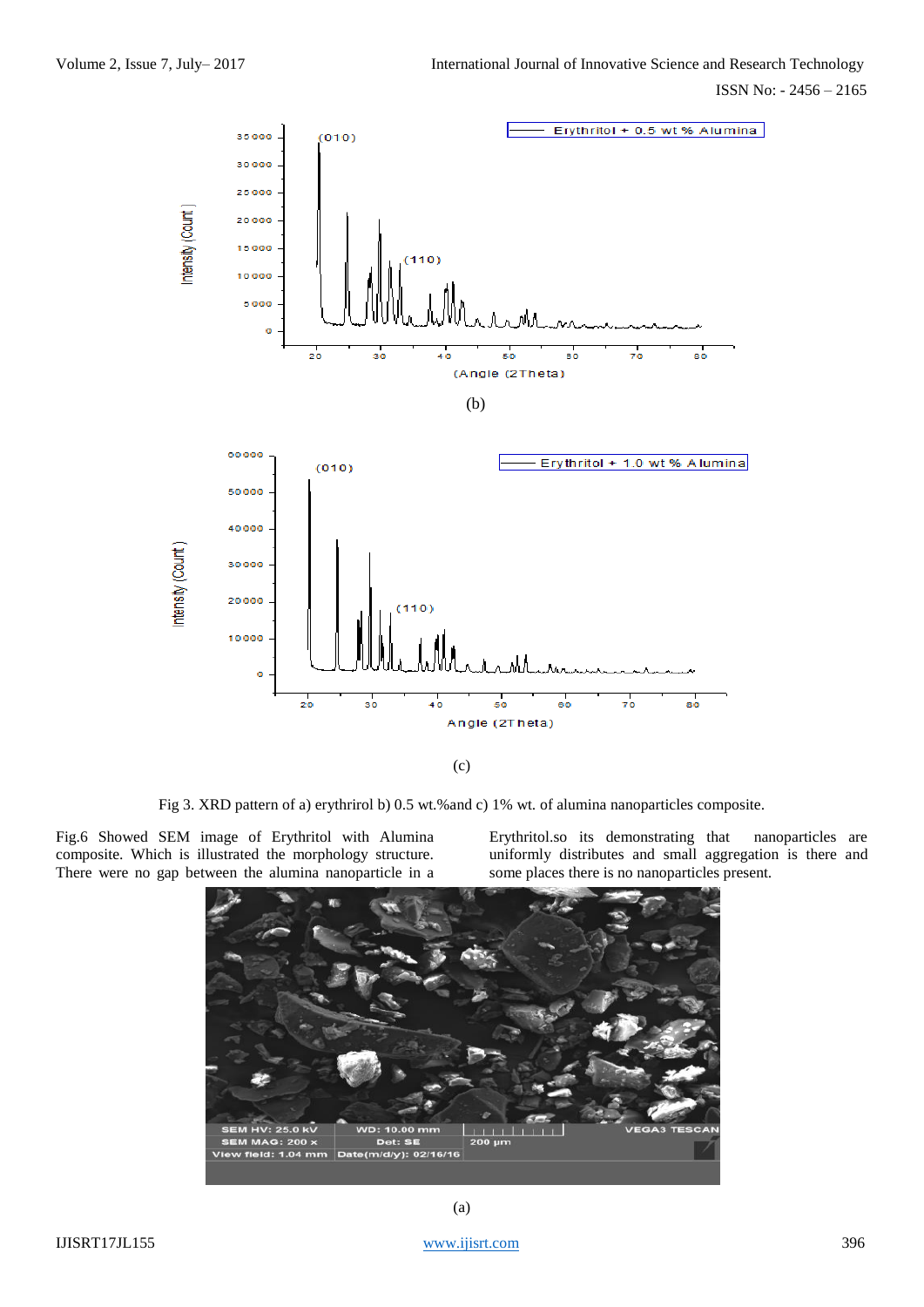(010)

Erythritol + 0.5 wt % Alumina

35000
30000
25000
20000
15000
10000
5000
0

Intensity (Count)

(110)

20 30 40 50 60 70 80

(Angle (2Theta)

(b)

60000
50000
40000
30000
20000
10000
0

(010)

Erythritol + 1.0 wt % Alumina

Intensity (Count)

(110)

20 30 40 50 60 70 80

Angle (2Theta)

(c)

Fig 3. XRD pattern of a) erythrirol b) 0.5 wt.%and c) 1% wt. of alumina nanoparticles composite.

Fig.6 Showed SEM image of Erythritol with Alumina composite. Which is illustrated the morphology structure. There were no gap between the alumina nanoparticle in a Erythritol.so its demonstrating that nanoparticles are uniformly distributes and small aggregation is there and some places there is no nanoparticles present.

SEM HV: 25.0 kV | WD: 10.00 mm | VEGA3 TESCAN
SEM MAG: 200 x | Det: SE | 200 µm
View field: 1.04 mm | Date(m/d/y): 02/16/16

(a)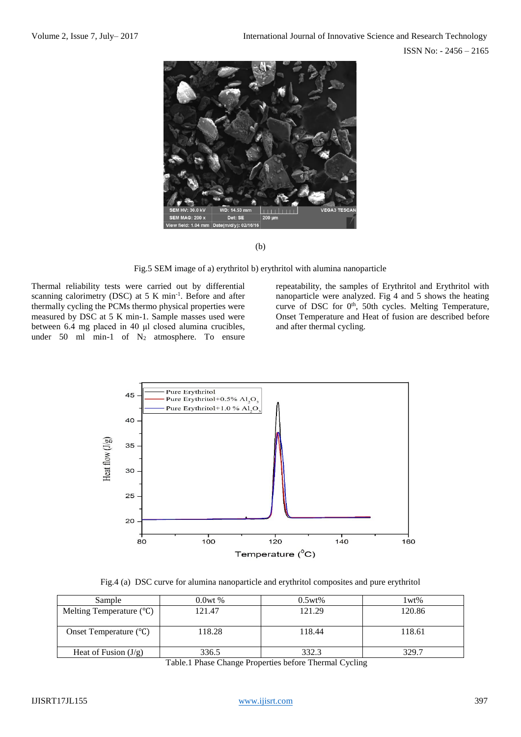(b)

Fig.5 SEM image of a) erythritol b) erythritol with alumina nanoparticle

Thermal reliability tests were carried out by differential scanning calorimetry (DSC) at 5 K $min^{-1}$. Before and after thermally cycling the PCMs thermo physical properties were measured by DSC at 5 K min-1. Sample masses used were between 6.4 mg placed in 40 µl closed alumina crucibles, under 50 ml min-1 of $N_2$ atmosphere. To ensure repeatability, the samples of Erythritol and Erythritol with nanoparticle were analyzed. Fig 4 and 5 shows the heating curve of DSC for $0^{th}$, 50th cycles. Melting Temperature, Onset Temperature and Heat of fusion are described before and after thermal cycling.

Pure Erythritol
Pure Erythritol+0.5% $Al_2O_3$
Pure Erythritol+1.0 % $Al_2O_3$

Heat flow (J/g)

45
40
35
30
25
20

80
100
120
140
160

Temperature (°C)

Fig.4 (a) DSC curve for alumina nanoparticle and erythritol composites and pure erythritol

| Sample | 0.0wt % | 0.5wt% | 1wt% |
|---|---|---|---|
| Melting Temperature (°C) | 121.47 | 121.29 | 120.86 |
| Onset Temperature (°C) | 118.28 | 118.44 | 118.61 |
| Heat of Fusion (J/g) | 336.5 | 332.3 | 329.7 |

Table.1 Phase Change Properties before Thermal Cycling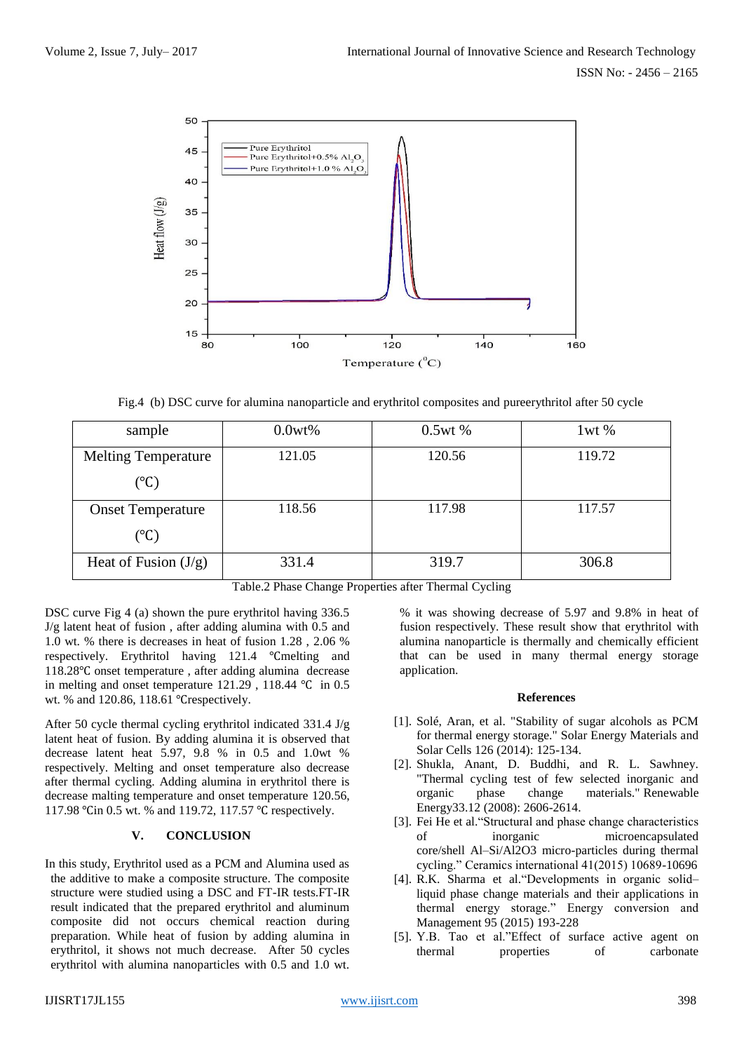50
45
40
35
30
25
20
15

Heat flow (J/g)

80
100
120
140
160

Temperature ($^0$C)

Pure Erythritol
Pure Erythritol+0.5% $Al_2O_3$
Pure Erythritol+1.0 % $Al_2O_3$

Fig.4 (b) DSC curve for alumina nanoparticle and erythritol composites and pureerythritol after 50 cycle

| sample | 0.0wt% | 0.5wt % | 1wt % |
|---|---|---|---|
| Melting Temperature (℃) | 121.05 | 120.56 | 119.72 |
| Onset Temperature (℃) | 118.56 | 117.98 | 117.57 |
| Heat of Fusion (J/g) | 331.4 | 319.7 | 306.8 |

Table.2 Phase Change Properties after Thermal Cycling

DSC curve Fig 4 (a) shown the pure erythritol having 336.5 J/g latent heat of fusion , after adding alumina with 0.5 and 1.0 wt. % there is decreases in heat of fusion 1.28 , 2.06 % respectively. Erythritol having 121.4 ℃melting and 118.28℃ onset temperature , after adding alumina decrease in melting and onset temperature 121.29 , 118.44 ℃ in 0.5 wt. % and 120.86, 118.61 ℃respectively.

After 50 cycle thermal cycling erythritol indicated 331.4 J/g latent heat of fusion. By adding alumina it is observed that decrease latent heat 5.97, 9.8 % in 0.5 and 1.0wt % respectively. Melting and onset temperature also decrease after thermal cycling. Adding alumina in erythritol there is decrease malting temperature and onset temperature 120.56, 117.98 ℃in 0.5 wt. % and 119.72, 117.57 ℃ respectively.

## V. CONCLUSION

In this study, Erythritol used as a PCM and Alumina used as the additive to make a composite structure. The composite structure were studied using a DSC and FT-IR tests.FT-IR result indicated that the prepared erythritol and aluminum composite did not occurs chemical reaction during preparation. While heat of fusion by adding alumina in erythritol, it shows not much decrease. After 50 cycles erythritol with alumina nanoparticles with 0.5 and 1.0 wt. % it was showing decrease of 5.97 and 9.8% in heat of fusion respectively. These result show that erythritol with alumina nanoparticle is thermally and chemically efficient that can be used in many thermal energy storage application.

### References

[1]. Solé, Aran, et al. "Stability of sugar alcohols as PCM for thermal energy storage." Solar Energy Materials and Solar Cells 126 (2014): 125-134.

[2]. Shukla, Anant, D. Buddhi, and R. L. Sawhney. "Thermal cycling test of few selected inorganic and organic phase change materials." Renewable Energy33.12 (2008): 2606-2614.

[3]. Fei He et al."Structural and phase change characteristics of inorganic microencapsulated core/shell Al–Si/Al2O3 micro-particles during thermal cycling." Ceramics international 41(2015) 10689-10696

[4]. R.K. Sharma et al."Developments in organic solid–liquid phase change materials and their applications in thermal energy storage." Energy conversion and Management 95 (2015) 193-228

[5]. Y.B. Tao et al."Effect of surface active agent on thermal properties of carbonate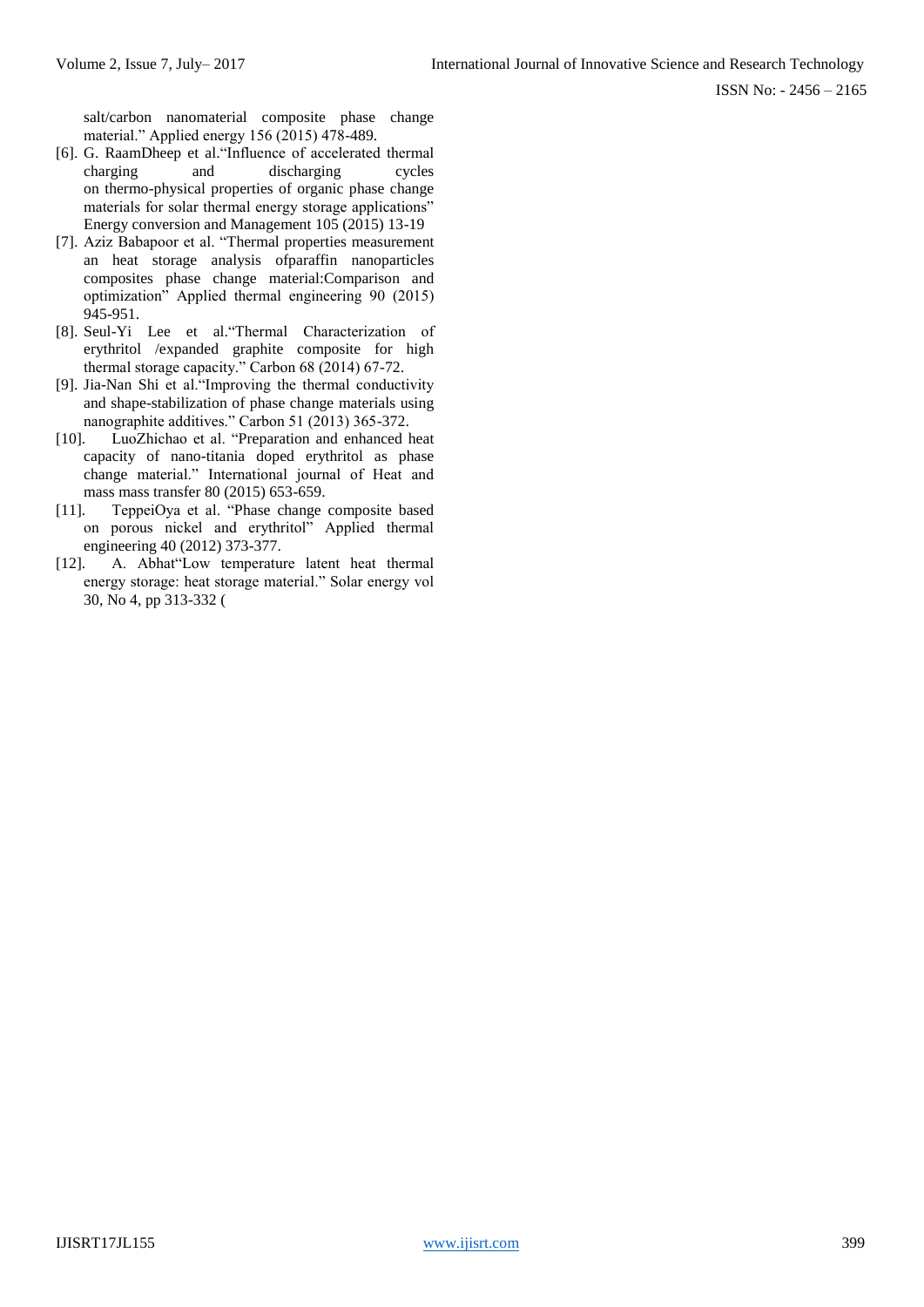salt/carbon nanomaterial composite phase change material." Applied energy 156 (2015) 478-489.

[6]. G. RaamDheep et al."Influence of accelerated thermal charging and discharging cycles on thermo-physical properties of organic phase change materials for solar thermal energy storage applications" Energy conversion and Management 105 (2015) 13-19

[7]. Aziz Babapoor et al. "Thermal properties measurement an heat storage analysis ofparaffin nanoparticles composites phase change material:Comparison and optimization" Applied thermal engineering 90 (2015) 945-951.

[8]. Seul-Yi Lee et al."Thermal Characterization of erythritol /expanded graphite composite for high thermal storage capacity." Carbon 68 (2014) 67-72.

[9]. Jia-Nan Shi et al."Improving the thermal conductivity and shape-stabilization of phase change materials using nanographite additives." Carbon 51 (2013) 365-372.

[10]. LuoZhichao et al. "Preparation and enhanced heat capacity of nano-titania doped erythritol as phase change material." International journal of Heat and mass mass transfer 80 (2015) 653-659.

[11]. TeppeiOya et al. "Phase change composite based on porous nickel and erythritol" Applied thermal engineering 40 (2012) 373-377.

[12]. A. Abhat"Low temperature latent heat thermal energy storage: heat storage material." Solar energy vol 30, No 4, pp 313-332 (